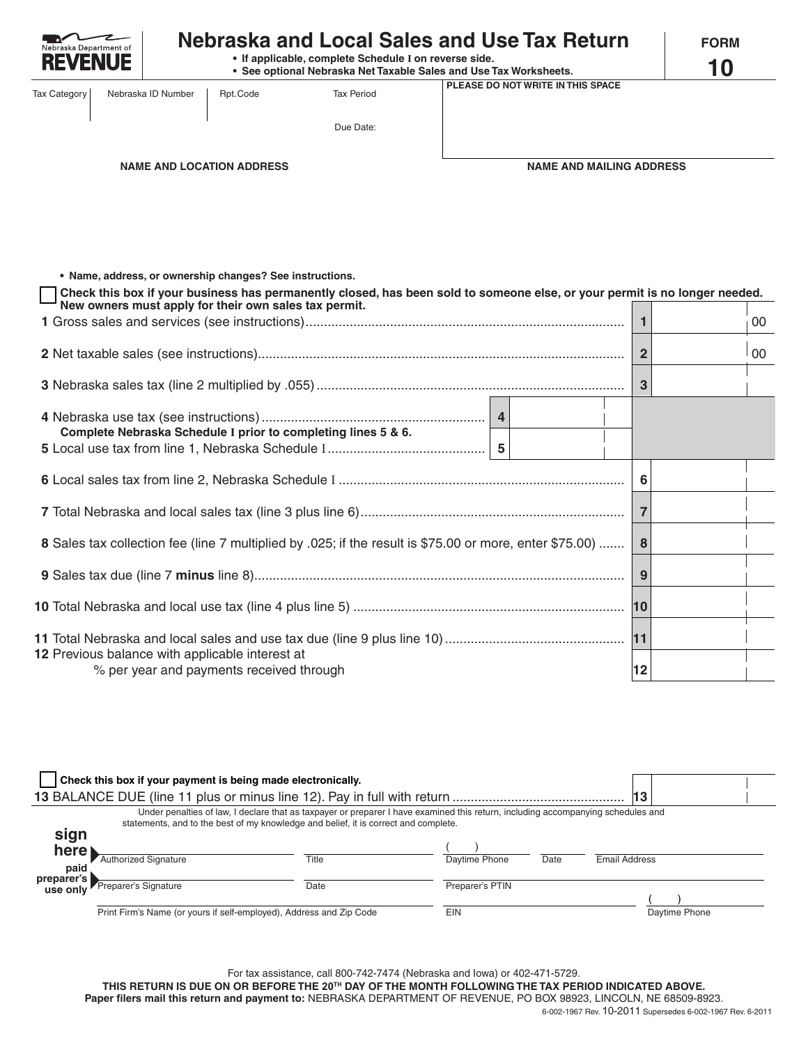Nebraska Department of **REVENUE**

# Nebraska and Local Sales and Use Tax Return

**FORM 10**

- **If applicable, complete Schedule I on reverse side.**
- **See optional Nebraska Net Taxable Sales and Use Tax Worksheets.**

| Tax Category | Nebraska ID Number | Rpt.Code | Tax Period | PLEASE DO NOT WRITE IN THIS SPACE |
|---|---|---|---|---|
| | | | Due Date: | |

**NAME AND LOCATION ADDRESS**

**NAME AND MAILING ADDRESS**

- **Name, address, or ownership changes? See instructions.**

☐ **Check this box if your business has permanently closed, has been sold to someone else, or your permit is no longer needed. New owners must apply for their own sales tax permit.**

| Line | Description | | | Line | Amount |
|---|---|---|---|---|---|
| 1 | Gross sales and services (see instructions) | | | 1 | 00 |
| 2 | Net taxable sales (see instructions) | | | 2 | 00 |
| 3 | Nebraska sales tax (line 2 multiplied by .055) | | | 3 | |
| 4 | Nebraska use tax (see instructions) | 4 | | | |
| | **Complete Nebraska Schedule I prior to completing lines 5 & 6.** | | | | |
| 5 | Local use tax from line 1, Nebraska Schedule I | 5 | | | |
| 6 | Local sales tax from line 2, Nebraska Schedule I | | | 6 | |
| 7 | Total Nebraska and local sales tax (line 3 plus line 6) | | | 7 | |
| 8 | Sales tax collection fee (line 7 multiplied by .025; if the result is $75.00 or more, enter $75.00) | | | 8 | |
| 9 | Sales tax due (line 7 **minus** line 8) | | | 9 | |
| 10 | Total Nebraska and local use tax (line 4 plus line 5) | | | 10 | |
| 11 | Total Nebraska and local sales and use tax due (line 9 plus line 10) | | | 11 | |
| 12 | Previous balance with applicable interest at % per year and payments received through | | | 12 | |

☐ **Check this box if your payment is being made electronically.**

| Line | Description | Line | Amount |
|---|---|---|---|
| 13 | BALANCE DUE (line 11 plus or minus line 12). Pay in full with return | 13 | |

Under penalties of law, I declare that as taxpayer or preparer I have examined this return, including accompanying schedules and statements, and to the best of my knowledge and belief, it is correct and complete.

**sign here**

| Authorized Signature | Title | ( ) Daytime Phone | Date | Email Address |
|---|---|---|---|---|

**paid preparer's use only**

| Preparer's Signature | Date | Preparer's PTIN | |
|---|---|---|---|
| Print Firm's Name (or yours if self-employed), Address and Zip Code | | EIN | ( ) Daytime Phone |

For tax assistance, call 800-742-7474 (Nebraska and Iowa) or 402-471-5729.

**THIS RETURN IS DUE ON OR BEFORE THE 20TH DAY OF THE MONTH FOLLOWING THE TAX PERIOD INDICATED ABOVE.**

**Paper filers mail this return and payment to:** NEBRASKA DEPARTMENT OF REVENUE, PO BOX 98923, LINCOLN, NE 68509-8923.

6-002-1967 Rev. 10-2011 Supersedes 6-002-1967 Rev. 6-2011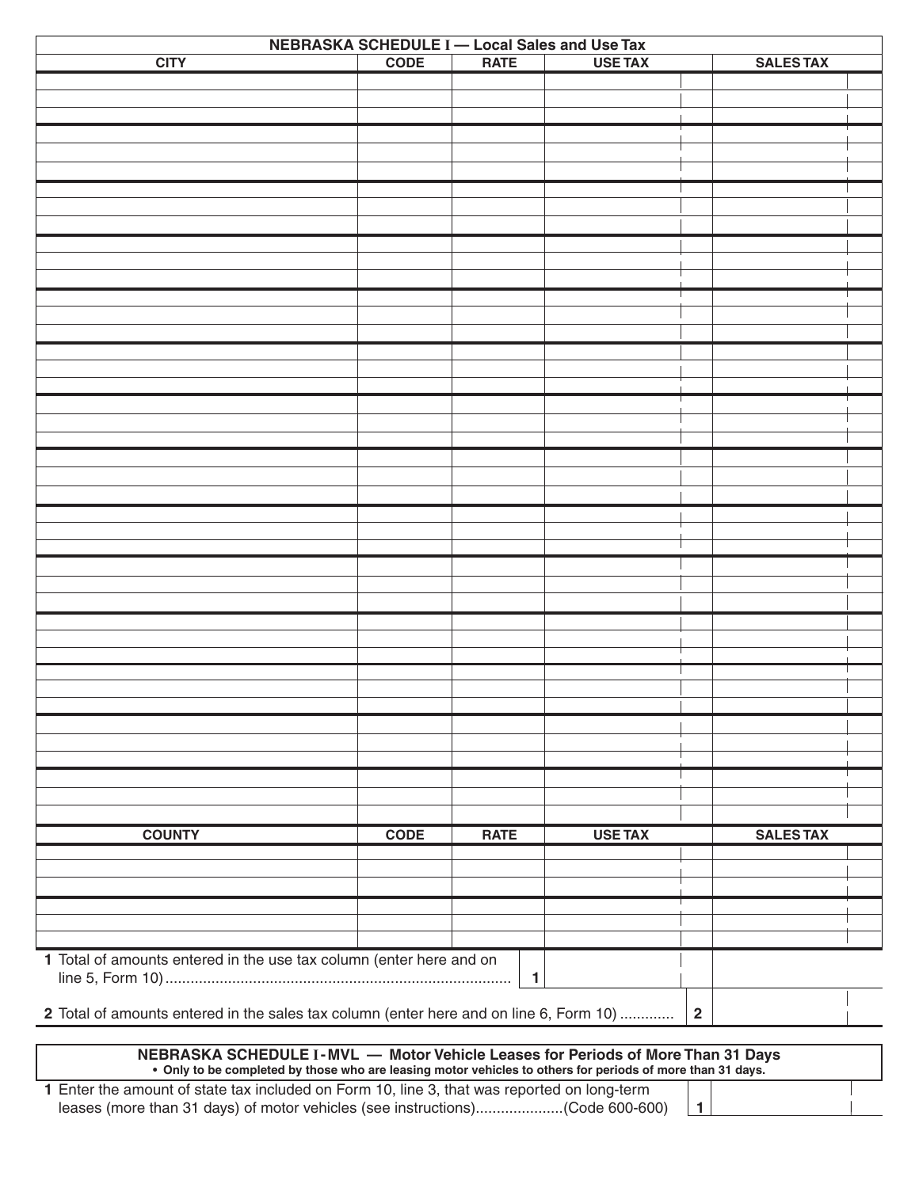## NEBRASKA SCHEDULE I — Local Sales and Use Tax

| CITY | CODE | RATE | USE TAX | SALES TAX |
|---|---|---|---|---|
| | | | | |
| | | | | |
| | | | | |
| | | | | |
| | | | | |
| | | | | |
| | | | | |
| | | | | |
| | | | | |
| | | | | |
| | | | | |
| | | | | |
| | | | | |
| | | | | |
| | | | | |
| | | | | |
| | | | | |
| | | | | |
| | | | | |
| | | | | |
| | | | | |
| | | | | |
| | | | | |
| | | | | |
| | | | | |
| | | | | |
| | | | | |
| | | | | |
| | | | | |
| | | | | |
| | | | | |
| | | | | |
| | | | | |
| | | | | |
| | | | | |
| | | | | |
| | | | | |
| | | | | |
| | | | | |
| | | | | |
| | | | | |
| | | | | |

| COUNTY | CODE | RATE | USE TAX | SALES TAX |
|---|---|---|---|---|
| | | | | |
| | | | | |
| | | | | |
| | | | | |
| | | | | |
| | | | | |

**1** Total of amounts entered in the use tax column (enter here and on line 5, Form 10) .................................................................................. **1**

**2** Total of amounts entered in the sales tax column (enter here and on line 6, Form 10) ............. **2**

## NEBRASKA SCHEDULE I - MVL — Motor Vehicle Leases for Periods of More Than 31 Days

**• Only to be completed by those who are leasing motor vehicles to others for periods of more than 31 days.**

**1** Enter the amount of state tax included on Form 10, line 3, that was reported on long-term leases (more than 31 days) of motor vehicles (see instructions).....................(Code 600-600) **1**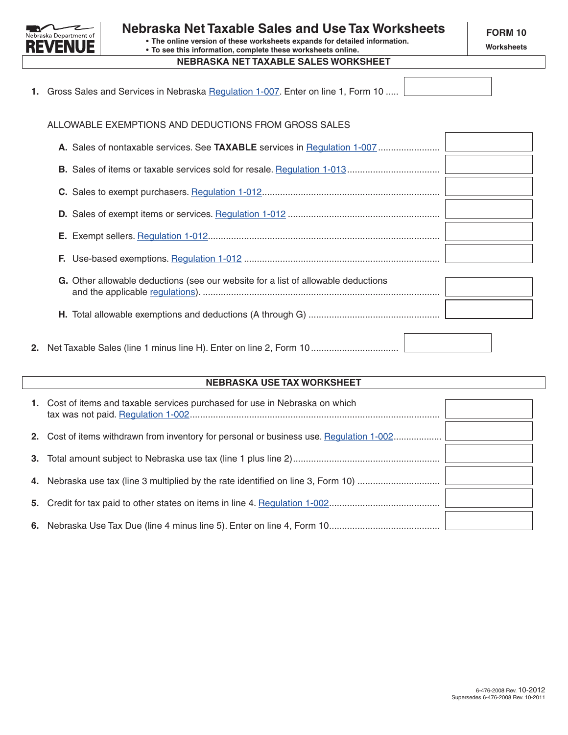Nebraska Department of REVENUE

# Nebraska Net Taxable Sales and Use Tax Worksheets

**FORM 10**

**Worksheets**

- **The online version of these worksheets expands for detailed information.**
- **To see this information, complete these worksheets online.**

## NEBRASKA NET TAXABLE SALES WORKSHEET

**1.** Gross Sales and Services in Nebraska Regulation 1-007. Enter on line 1, Form 10 ..... 

ALLOWABLE EXEMPTIONS AND DEDUCTIONS FROM GROSS SALES

**A.** Sales of nontaxable services. See **TAXABLE** services in Regulation 1-007 ........................

**B.** Sales of items or taxable services sold for resale. Regulation 1-013 ...................................

**C.** Sales to exempt purchasers. Regulation 1-012 ....................................................................

**D.** Sales of exempt items or services. Regulation 1-012 ..........................................................

**E.** Exempt sellers. Regulation 1-012 .........................................................................................

**F.** Use-based exemptions. Regulation 1-012 ...........................................................................

**G.** Other allowable deductions (see our website for a list of allowable deductions and the applicable regulations). ..........................................................................................

**H.** Total allowable exemptions and deductions (A through G) ..................................................

**2.** Net Taxable Sales (line 1 minus line H). Enter on line 2, Form 10 .................................

## NEBRASKA USE TAX WORKSHEET

**1.** Cost of items and taxable services purchased for use in Nebraska on which tax was not paid. Regulation 1-002................................................................................................

**2.** Cost of items withdrawn from inventory for personal or business use. Regulation 1-002..................

**3.** Total amount subject to Nebraska use tax (line 1 plus line 2)........................................................

**4.** Nebraska use tax (line 3 multiplied by the rate identified on line 3, Form 10) ...............................

**5.** Credit for tax paid to other states on items in line 4. Regulation 1-002..........................................

**6.** Nebraska Use Tax Due (line 4 minus line 5). Enter on line 4, Form 10..........................................

6-476-2008 Rev. 10-2012
Supersedes 6-476-2008 Rev. 10-2011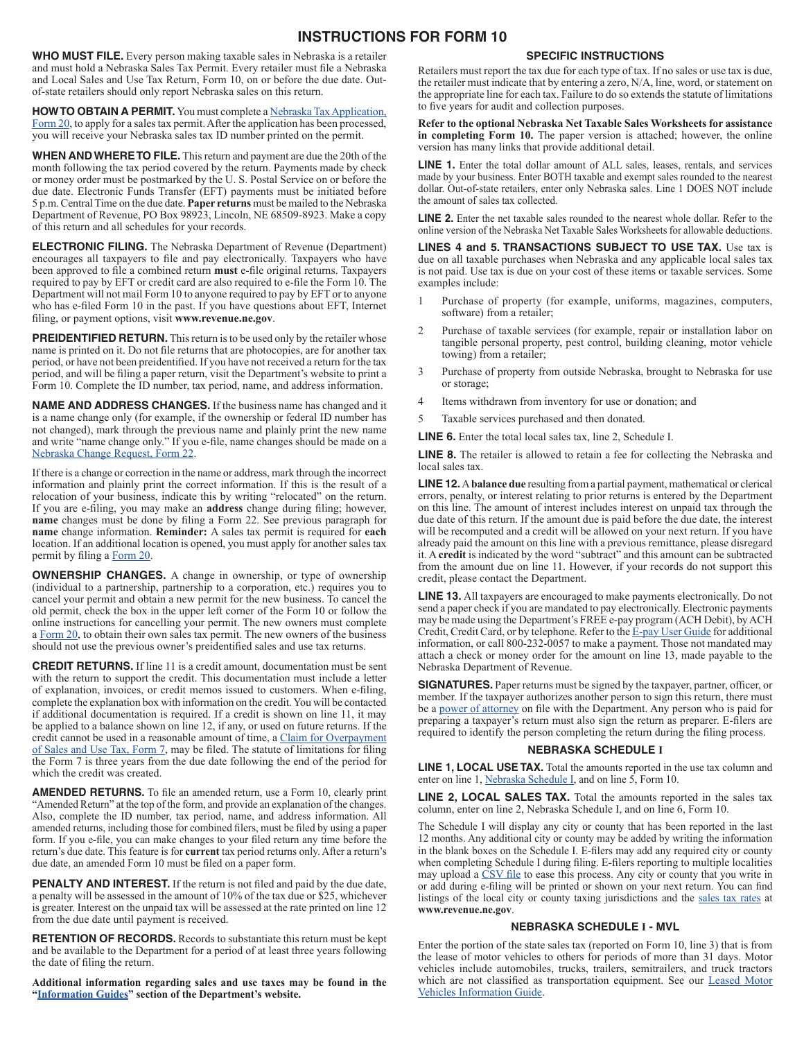# INSTRUCTIONS FOR FORM 10

**WHO MUST FILE.** Every person making taxable sales in Nebraska is a retailer and must hold a Nebraska Sales Tax Permit. Every retailer must file a Nebraska and Local Sales and Use Tax Return, Form 10, on or before the due date. Out-of-state retailers should only report Nebraska sales on this return.

**HOW TO OBTAIN A PERMIT.** You must complete a Nebraska Tax Application, Form 20, to apply for a sales tax permit. After the application has been processed, you will receive your Nebraska sales tax ID number printed on the permit.

**WHEN AND WHERE TO FILE.** This return and payment are due the 20th of the month following the tax period covered by the return. Payments made by check or money order must be postmarked by the U. S. Postal Service on or before the due date. Electronic Funds Transfer (EFT) payments must be initiated before 5 p.m. Central Time on the due date. **Paper returns** must be mailed to the Nebraska Department of Revenue, PO Box 98923, Lincoln, NE 68509-8923. Make a copy of this return and all schedules for your records.

**ELECTRONIC FILING.** The Nebraska Department of Revenue (Department) encourages all taxpayers to file and pay electronically. Taxpayers who have been approved to file a combined return **must** e-file original returns. Taxpayers required to pay by EFT or credit card are also required to e-file the Form 10. The Department will not mail Form 10 to anyone required to pay by EFT or to anyone who has e-filed Form 10 in the past. If you have questions about EFT, Internet filing, or payment options, visit **www.revenue.ne.gov**.

**PREIDENTIFIED RETURN.** This return is to be used only by the retailer whose name is printed on it. Do not file returns that are photocopies, are for another tax period, or have not been preidentified. If you have not received a return for the tax period, and will be filing a paper return, visit the Department's website to print a Form 10. Complete the ID number, tax period, name, and address information.

**NAME AND ADDRESS CHANGES.** If the business name has changed and it is a name change only (for example, if the ownership or federal ID number has not changed), mark through the previous name and plainly print the new name and write "name change only." If you e-file, name changes should be made on a Nebraska Change Request, Form 22.

If there is a change or correction in the name or address, mark through the incorrect information and plainly print the correct information. If this is the result of a relocation of your business, indicate this by writing "relocated" on the return. If you are e-filing, you may make an **address** change during filing; however, **name** changes must be done by filing a Form 22. See previous paragraph for **name** change information. **Reminder:** A sales tax permit is required for **each** location. If an additional location is opened, you must apply for another sales tax permit by filing a Form 20.

**OWNERSHIP CHANGES.** A change in ownership, or type of ownership (individual to a partnership, partnership to a corporation, etc.) requires you to cancel your permit and obtain a new permit for the new business. To cancel the old permit, check the box in the upper left corner of the Form 10 or follow the online instructions for cancelling your permit. The new owners must complete a Form 20, to obtain their own sales tax permit. The new owners of the business should not use the previous owner's preidentified sales and use tax returns.

**CREDIT RETURNS.** If line 11 is a credit amount, documentation must be sent with the return to support the credit. This documentation must include a letter of explanation, invoices, or credit memos issued to customers. When e-filing, complete the explanation box with information on the credit. You will be contacted if additional documentation is required. If a credit is shown on line 11, it may be applied to a balance shown on line 12, if any, or used on future returns. If the credit cannot be used in a reasonable amount of time, a Claim for Overpayment of Sales and Use Tax, Form 7, may be filed. The statute of limitations for filing the Form 7 is three years from the due date following the end of the period for which the credit was created.

**AMENDED RETURNS.** To file an amended return, use a Form 10, clearly print "Amended Return" at the top of the form, and provide an explanation of the changes. Also, complete the ID number, tax period, name, and address information. All amended returns, including those for combined filers, must be filed by using a paper form. If you e-file, you can make changes to your filed return any time before the return's due date. This feature is for **current** tax period returns only. After a return's due date, an amended Form 10 must be filed on a paper form.

**PENALTY AND INTEREST.** If the return is not filed and paid by the due date, a penalty will be assessed in the amount of 10% of the tax due or $25, whichever is greater. Interest on the unpaid tax will be assessed at the rate printed on line 12 from the due date until payment is received.

**RETENTION OF RECORDS.** Records to substantiate this return must be kept and be available to the Department for a period of at least three years following the date of filing the return.

**Additional information regarding sales and use taxes may be found in the "Information Guides" section of the Department's website.**

### SPECIFIC INSTRUCTIONS

Retailers must report the tax due for each type of tax. If no sales or use tax is due, the retailer must indicate that by entering a zero, N/A, line, word, or statement on the appropriate line for each tax. Failure to do so extends the statute of limitations to five years for audit and collection purposes.

**Refer to the optional Nebraska Net Taxable Sales Worksheets for assistance in completing Form 10.** The paper version is attached; however, the online version has many links that provide additional detail.

**LINE 1.** Enter the total dollar amount of ALL sales, leases, rentals, and services made by your business. Enter BOTH taxable and exempt sales rounded to the nearest dollar. Out-of-state retailers, enter only Nebraska sales. Line 1 DOES NOT include the amount of sales tax collected.

**LINE 2.** Enter the net taxable sales rounded to the nearest whole dollar. Refer to the online version of the Nebraska Net Taxable Sales Worksheets for allowable deductions.

**LINES 4 and 5. TRANSACTIONS SUBJECT TO USE TAX.** Use tax is due on all taxable purchases when Nebraska and any applicable local sales tax is not paid. Use tax is due on your cost of these items or taxable services. Some examples include:

1. Purchase of property (for example, uniforms, magazines, computers, software) from a retailer;
2. Purchase of taxable services (for example, repair or installation labor on tangible personal property, pest control, building cleaning, motor vehicle towing) from a retailer;
3. Purchase of property from outside Nebraska, brought to Nebraska for use or storage;
4. Items withdrawn from inventory for use or donation; and
5. Taxable services purchased and then donated.

**LINE 6.** Enter the total local sales tax, line 2, Schedule I.

**LINE 8.** The retailer is allowed to retain a fee for collecting the Nebraska and local sales tax.

**LINE 12.** A **balance due** resulting from a partial payment, mathematical or clerical errors, penalty, or interest relating to prior returns is entered by the Department on this line. The amount of interest includes interest on unpaid tax through the due date of this return. If the amount due is paid before the due date, the interest will be recomputed and a credit will be allowed on your next return. If you have already paid the amount on this line with a previous remittance, please disregard it. A **credit** is indicated by the word "subtract" and this amount can be subtracted from the amount due on line 11. However, if your records do not support this credit, please contact the Department.

**LINE 13.** All taxpayers are encouraged to make payments electronically. Do not send a paper check if you are mandated to pay electronically. Electronic payments may be made using the Department's FREE e-pay program (ACH Debit), by ACH Credit, Credit Card, or by telephone. Refer to the E-pay User Guide for additional information, or call 800-232-0057 to make a payment. Those not mandated may attach a check or money order for the amount on line 13, made payable to the Nebraska Department of Revenue.

**SIGNATURES.** Paper returns must be signed by the taxpayer, partner, officer, or member. If the taxpayer authorizes another person to sign this return, there must be a power of attorney on file with the Department. Any person who is paid for preparing a taxpayer's return must also sign the return as preparer. E-filers are required to identify the person completing the return during the filing process.

### NEBRASKA SCHEDULE I

**LINE 1, LOCAL USE TAX.** Total the amounts reported in the use tax column and enter on line 1, Nebraska Schedule I, and on line 5, Form 10.

**LINE 2, LOCAL SALES TAX.** Total the amounts reported in the sales tax column, enter on line 2, Nebraska Schedule I, and on line 6, Form 10.

The Schedule I will display any city or county that has been reported in the last 12 months. Any additional city or county may be added by writing the information in the blank boxes on the Schedule I. E-filers may add any required city or county when completing Schedule I during filing. E-filers reporting to multiple localities may upload a CSV file to ease this process. Any city or county that you write in or add during e-filing will be printed or shown on your next return. You can find listings of the local city or county taxing jurisdictions and the sales tax rates at **www.revenue.ne.gov**.

### NEBRASKA SCHEDULE I - MVL

Enter the portion of the state sales tax (reported on Form 10, line 3) that is from the lease of motor vehicles to others for periods of more than 31 days. Motor vehicles include automobiles, trucks, trailers, semitrailers, and truck tractors which are not classified as transportation equipment. See our Leased Motor Vehicles Information Guide.